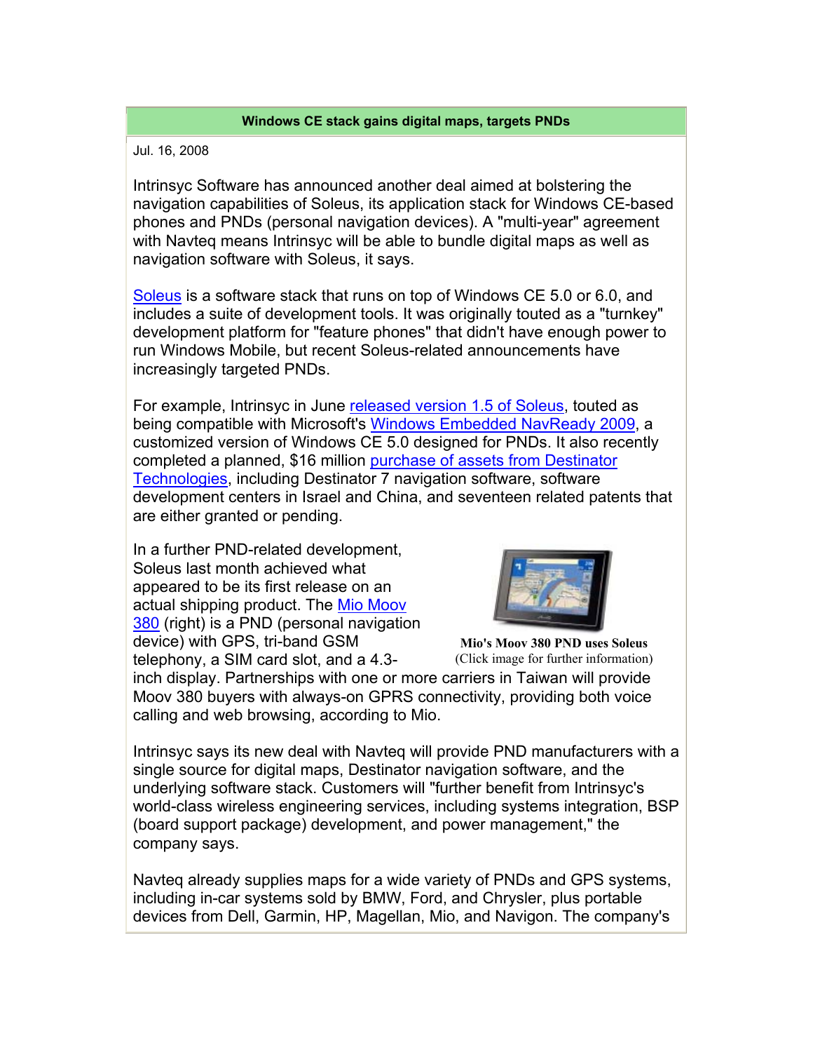## Windows CE stack gains digital maps, targets PNDs

Jul. 16, 2008

Intrinsyc Software has announced another deal aimed at bolstering the navigation capabilities of Soleus, its application stack for Windows CE-based phones and PNDs (personal navigation devices). A "multi-year" agreement with Navteq means Intrinsyc will be able to bundle digital maps as well as navigation software with Soleus, it says.

Soleus is a software stack that runs on top of Windows CE 5.0 or 6.0, and includes a suite of development tools. It was originally touted as a "turnkey" development platform for "feature phones" that didn't have enough power to run Windows Mobile, but recent Soleus-related announcements have increasingly targeted PNDs.

For example, Intrinsyc in June released version 1.5 of Soleus, touted as being compatible with Microsoft's Windows Embedded NavReady 2009, a customized version of Windows CE 5.0 designed for PNDs. It also recently completed a planned, $16 million purchase of assets from Destinator Technologies, including Destinator 7 navigation software, software development centers in Israel and China, and seventeen related patents that are either granted or pending.

In a further PND-related development, Soleus last month achieved what appeared to be its first release on an actual shipping product. The Mio Moov 380 (right) is a PND (personal navigation device) with GPS, tri-band GSM telephony, a SIM card slot, and a 4.3-inch display. Partnerships with one or more carriers in Taiwan will provide Moov 380 buyers with always-on GPRS connectivity, providing both voice calling and web browsing, according to Mio.

**Mio's Moov 380 PND uses Soleus**
(Click image for further information)

Intrinsyc says its new deal with Navteq will provide PND manufacturers with a single source for digital maps, Destinator navigation software, and the underlying software stack. Customers will "further benefit from Intrinsyc's world-class wireless engineering services, including systems integration, BSP (board support package) development, and power management," the company says.

Navteq already supplies maps for a wide variety of PNDs and GPS systems, including in-car systems sold by BMW, Ford, and Chrysler, plus portable devices from Dell, Garmin, HP, Magellan, Mio, and Navigon. The company's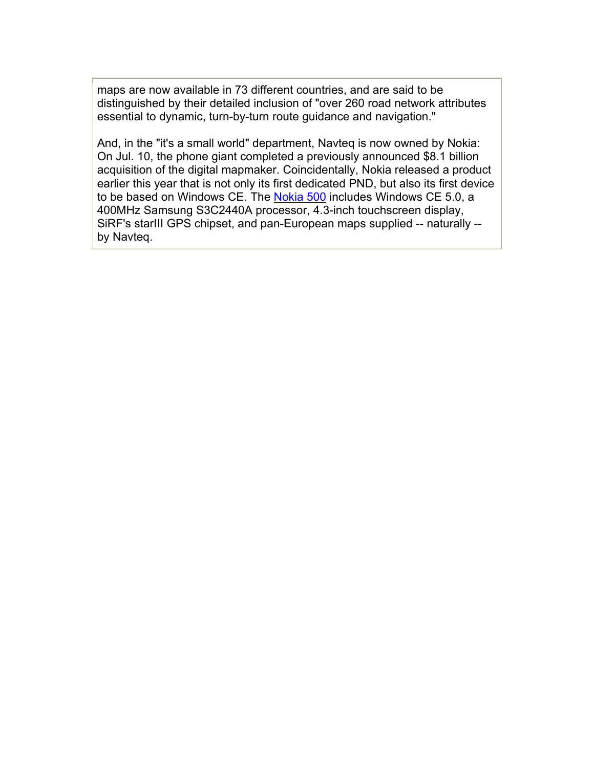maps are now available in 73 different countries, and are said to be distinguished by their detailed inclusion of "over 260 road network attributes essential to dynamic, turn-by-turn route guidance and navigation."

And, in the "it's a small world" department, Navteq is now owned by Nokia: On Jul. 10, the phone giant completed a previously announced $8.1 billion acquisition of the digital mapmaker. Coincidentally, Nokia released a product earlier this year that is not only its first dedicated PND, but also its first device to be based on Windows CE. The Nokia 500 includes Windows CE 5.0, a 400MHz Samsung S3C2440A processor, 4.3-inch touchscreen display, SiRF's starIII GPS chipset, and pan-European maps supplied -- naturally -- by Navteq.